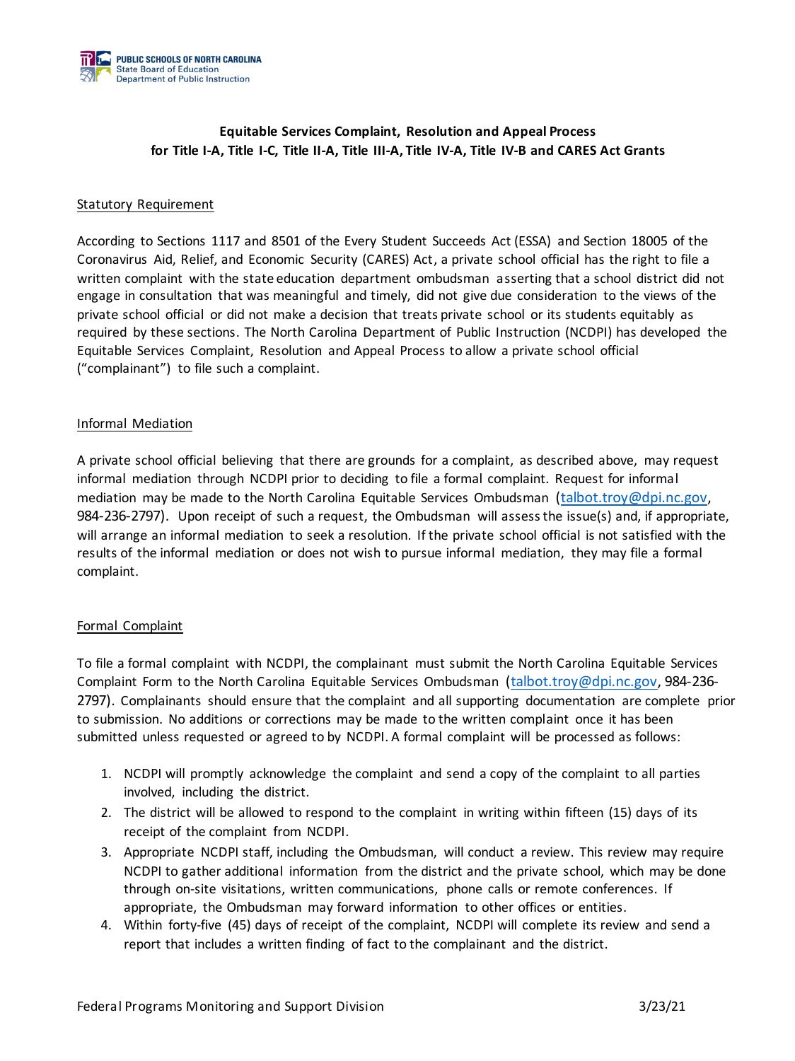PUBLIC SCHOOLS OF NORTH CAROLINA
State Board of Education
Department of Public Instruction

# Equitable Services Complaint, Resolution and Appeal Process for Title I-A, Title I-C, Title II-A, Title III-A, Title IV-A, Title IV-B and CARES Act Grants

## Statutory Requirement

According to Sections 1117 and 8501 of the Every Student Succeeds Act (ESSA) and Section 18005 of the Coronavirus Aid, Relief, and Economic Security (CARES) Act, a private school official has the right to file a written complaint with the state education department ombudsman asserting that a school district did not engage in consultation that was meaningful and timely, did not give due consideration to the views of the private school official or did not make a decision that treats private school or its students equitably as required by these sections. The North Carolina Department of Public Instruction (NCDPI) has developed the Equitable Services Complaint, Resolution and Appeal Process to allow a private school official ("complainant") to file such a complaint.

## Informal Mediation

A private school official believing that there are grounds for a complaint, as described above, may request informal mediation through NCDPI prior to deciding to file a formal complaint. Request for informal mediation may be made to the North Carolina Equitable Services Ombudsman (talbot.troy@dpi.nc.gov, 984-236-2797). Upon receipt of such a request, the Ombudsman will assess the issue(s) and, if appropriate, will arrange an informal mediation to seek a resolution. If the private school official is not satisfied with the results of the informal mediation or does not wish to pursue informal mediation, they may file a formal complaint.

## Formal Complaint

To file a formal complaint with NCDPI, the complainant must submit the North Carolina Equitable Services Complaint Form to the North Carolina Equitable Services Ombudsman (talbot.troy@dpi.nc.gov, 984-236-2797). Complainants should ensure that the complaint and all supporting documentation are complete prior to submission. No additions or corrections may be made to the written complaint once it has been submitted unless requested or agreed to by NCDPI. A formal complaint will be processed as follows:

1. NCDPI will promptly acknowledge the complaint and send a copy of the complaint to all parties involved, including the district.
2. The district will be allowed to respond to the complaint in writing within fifteen (15) days of its receipt of the complaint from NCDPI.
3. Appropriate NCDPI staff, including the Ombudsman, will conduct a review. This review may require NCDPI to gather additional information from the district and the private school, which may be done through on-site visitations, written communications, phone calls or remote conferences. If appropriate, the Ombudsman may forward information to other offices or entities.
4. Within forty-five (45) days of receipt of the complaint, NCDPI will complete its review and send a report that includes a written finding of fact to the complainant and the district.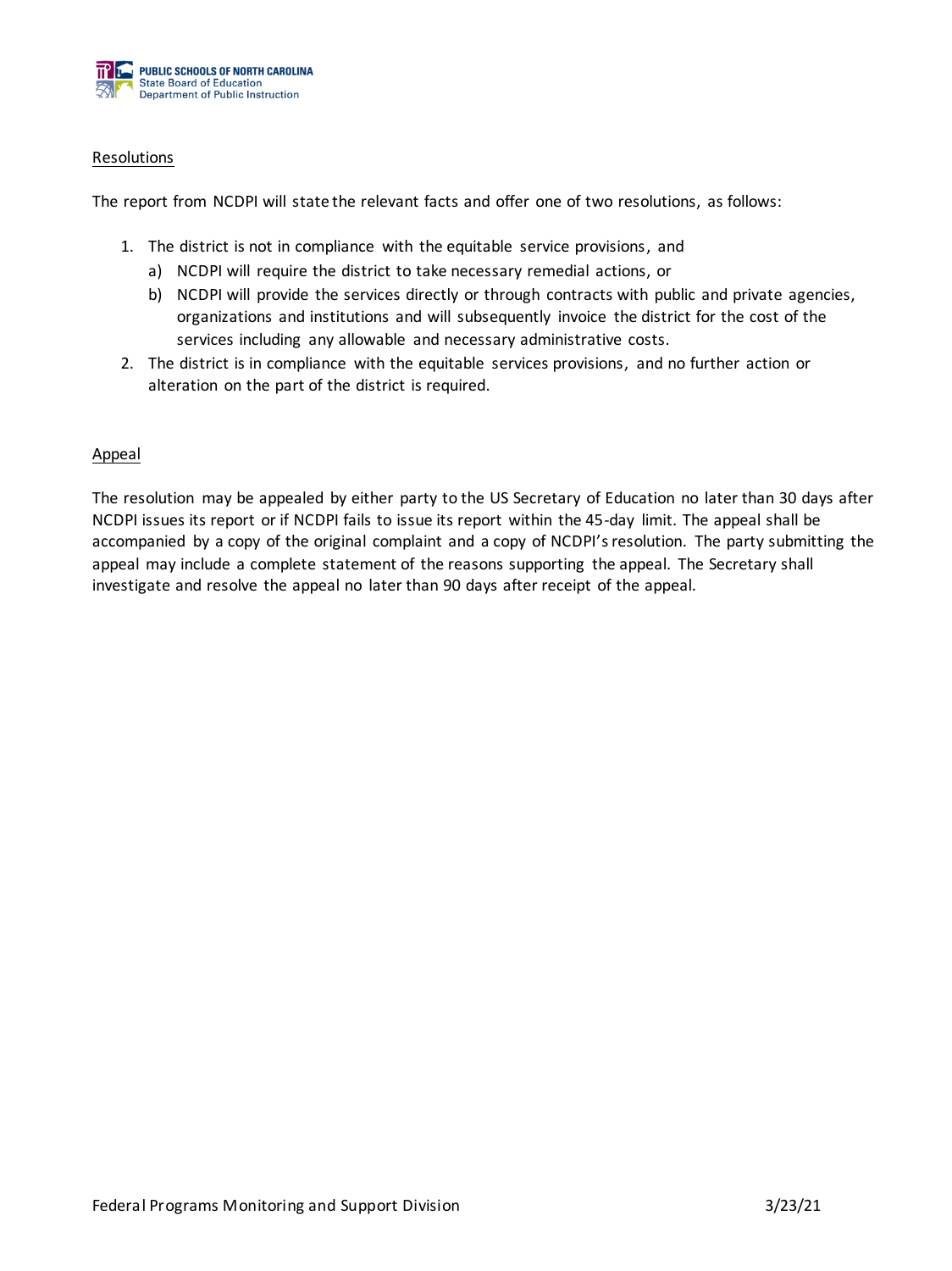## Resolutions

The report from NCDPI will state the relevant facts and offer one of two resolutions, as follows:

1. The district is not in compliance with the equitable service provisions, and
   a) NCDPI will require the district to take necessary remedial actions, or
   b) NCDPI will provide the services directly or through contracts with public and private agencies, organizations and institutions and will subsequently invoice the district for the cost of the services including any allowable and necessary administrative costs.
2. The district is in compliance with the equitable services provisions, and no further action or alteration on the part of the district is required.

## Appeal

The resolution may be appealed by either party to the US Secretary of Education no later than 30 days after NCDPI issues its report or if NCDPI fails to issue its report within the 45-day limit. The appeal shall be accompanied by a copy of the original complaint and a copy of NCDPI's resolution. The party submitting the appeal may include a complete statement of the reasons supporting the appeal. The Secretary shall investigate and resolve the appeal no later than 90 days after receipt of the appeal.